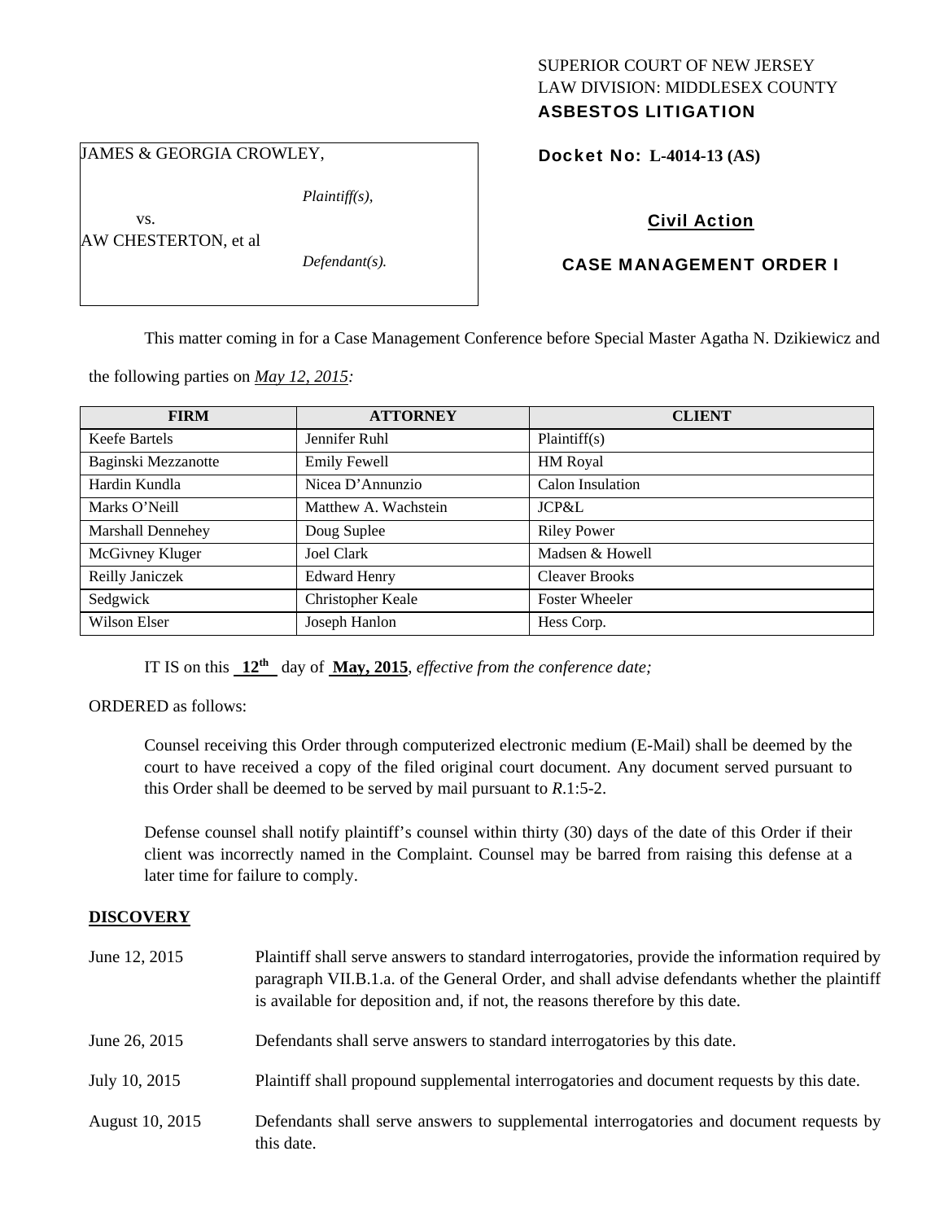SUPERIOR COURT OF NEW JERSEY
LAW DIVISION: MIDDLESEX COUNTY
**ASBESTOS LITIGATION**

JAMES & GEORGIA CROWLEY,

*Plaintiff(s),*

vs.

AW CHESTERTON, et al

*Defendant(s).*

**Docket No: L-4014-13 (AS)**

**Civil Action**

**CASE MANAGEMENT ORDER I**

This matter coming in for a Case Management Conference before Special Master Agatha N. Dzikiewicz and the following parties on *May 12, 2015:*

| FIRM | ATTORNEY | CLIENT |
|---|---|---|
| Keefe Bartels | Jennifer Ruhl | Plaintiff(s) |
| Baginski Mezzanotte | Emily Fewell | HM Royal |
| Hardin Kundla | Nicea D'Annunzio | Calon Insulation |
| Marks O'Neill | Matthew A. Wachstein | JCP&L |
| Marshall Dennehey | Doug Suplee | Riley Power |
| McGivney Kluger | Joel Clark | Madsen & Howell |
| Reilly Janiczek | Edward Henry | Cleaver Brooks |
| Sedgwick | Christopher Keale | Foster Wheeler |
| Wilson Elser | Joseph Hanlon | Hess Corp. |

IT IS on this **12th** day of **May, 2015**, *effective from the conference date;*

ORDERED as follows:

Counsel receiving this Order through computerized electronic medium (E-Mail) shall be deemed by the court to have received a copy of the filed original court document. Any document served pursuant to this Order shall be deemed to be served by mail pursuant to *R*.1:5-2.

Defense counsel shall notify plaintiff's counsel within thirty (30) days of the date of this Order if their client was incorrectly named in the Complaint. Counsel may be barred from raising this defense at a later time for failure to comply.

**DISCOVERY**

| | |
|---|---|
| June 12, 2015 | Plaintiff shall serve answers to standard interrogatories, provide the information required by paragraph VII.B.1.a. of the General Order, and shall advise defendants whether the plaintiff is available for deposition and, if not, the reasons therefore by this date. |
| June 26, 2015 | Defendants shall serve answers to standard interrogatories by this date. |
| July 10, 2015 | Plaintiff shall propound supplemental interrogatories and document requests by this date. |
| August 10, 2015 | Defendants shall serve answers to supplemental interrogatories and document requests by this date. |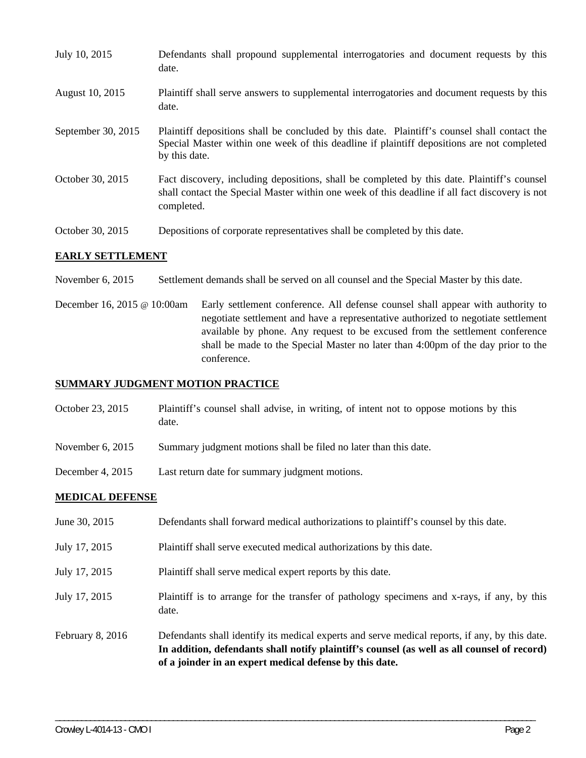July 10, 2015 Defendants shall propound supplemental interrogatories and document requests by this date.

August 10, 2015 Plaintiff shall serve answers to supplemental interrogatories and document requests by this date.

September 30, 2015 Plaintiff depositions shall be concluded by this date. Plaintiff's counsel shall contact the Special Master within one week of this deadline if plaintiff depositions are not completed by this date.

October 30, 2015 Fact discovery, including depositions, shall be completed by this date. Plaintiff's counsel shall contact the Special Master within one week of this deadline if all fact discovery is not completed.

October 30, 2015 Depositions of corporate representatives shall be completed by this date.

## EARLY SETTLEMENT

November 6, 2015 Settlement demands shall be served on all counsel and the Special Master by this date.

December 16, 2015 @ 10:00am Early settlement conference. All defense counsel shall appear with authority to negotiate settlement and have a representative authorized to negotiate settlement available by phone. Any request to be excused from the settlement conference shall be made to the Special Master no later than 4:00pm of the day prior to the conference.

## SUMMARY JUDGMENT MOTION PRACTICE

October 23, 2015 Plaintiff's counsel shall advise, in writing, of intent not to oppose motions by this date.

November 6, 2015 Summary judgment motions shall be filed no later than this date.

December 4, 2015 Last return date for summary judgment motions.

## MEDICAL DEFENSE

June 30, 2015 Defendants shall forward medical authorizations to plaintiff's counsel by this date.

July 17, 2015 Plaintiff shall serve executed medical authorizations by this date.

July 17, 2015 Plaintiff shall serve medical expert reports by this date.

July 17, 2015 Plaintiff is to arrange for the transfer of pathology specimens and x-rays, if any, by this date.

February 8, 2016 Defendants shall identify its medical experts and serve medical reports, if any, by this date. **In addition, defendants shall notify plaintiff's counsel (as well as all counsel of record) of a joinder in an expert medical defense by this date.**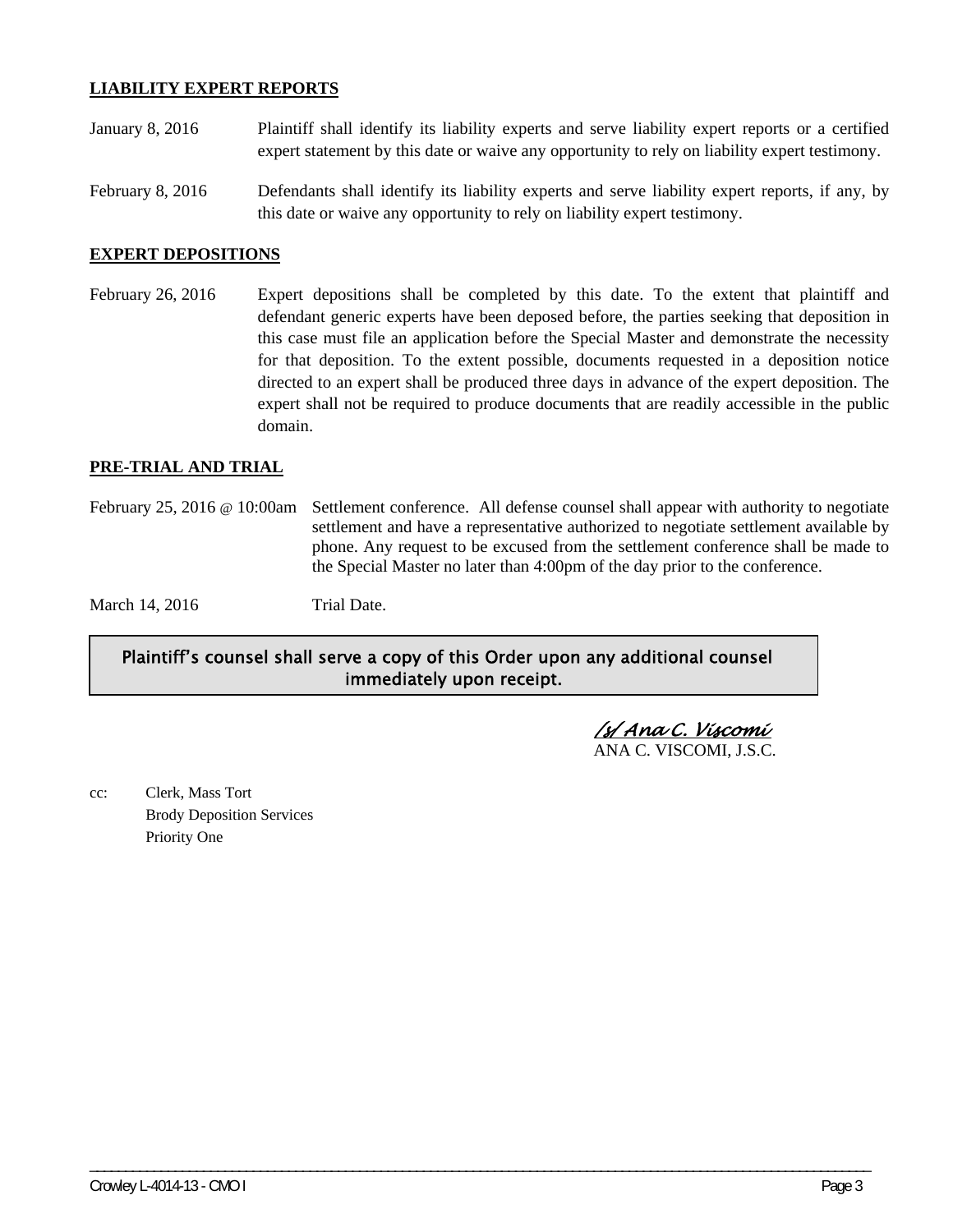**LIABILITY EXPERT REPORTS**

| | |
|---|---|
| January 8, 2016 | Plaintiff shall identify its liability experts and serve liability expert reports or a certified expert statement by this date or waive any opportunity to rely on liability expert testimony. |
| February 8, 2016 | Defendants shall identify its liability experts and serve liability expert reports, if any, by this date or waive any opportunity to rely on liability expert testimony. |

**EXPERT DEPOSITIONS**

| | |
|---|---|
| February 26, 2016 | Expert depositions shall be completed by this date. To the extent that plaintiff and defendant generic experts have been deposed before, the parties seeking that deposition in this case must file an application before the Special Master and demonstrate the necessity for that deposition. To the extent possible, documents requested in a deposition notice directed to an expert shall be produced three days in advance of the expert deposition. The expert shall not be required to produce documents that are readily accessible in the public domain. |

**PRE-TRIAL AND TRIAL**

| | |
|---|---|
| February 25, 2016 @ 10:00am | Settlement conference. All defense counsel shall appear with authority to negotiate settlement and have a representative authorized to negotiate settlement available by phone. Any request to be excused from the settlement conference shall be made to the Special Master no later than 4:00pm of the day prior to the conference. |
| March 14, 2016 | Trial Date. |

**Plaintiff's counsel shall serve a copy of this Order upon any additional counsel immediately upon receipt.**

*/s/ Ana C. Viscomi*
ANA C. VISCOMI, J.S.C.

cc: Clerk, Mass Tort
Brody Deposition Services
Priority One